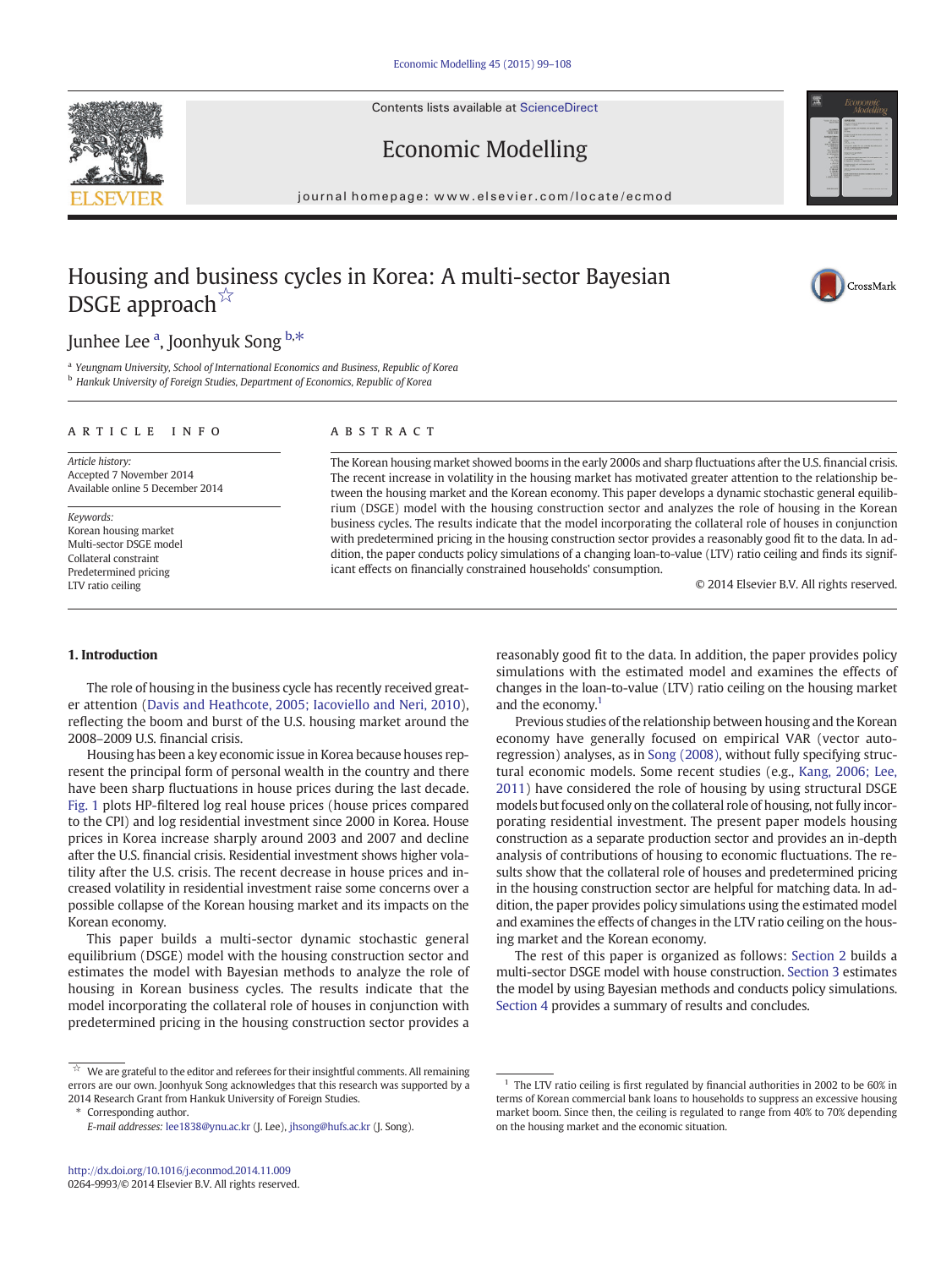# Housing and business cycles in Korea: A multi-sector Bayesian DSGE approach[☆]

Junhee Lee [a], Joonhyuk Song [b,*]

[a] Yeungnam University, School of International Economics and Business, Republic of Korea
[b] Hankuk University of Foreign Studies, Department of Economics, Republic of Korea

## ARTICLE INFO

*Article history:*
Accepted 7 November 2014
Available online 5 December 2014

*Keywords:*
Korean housing market
Multi-sector DSGE model
Collateral constraint
Predetermined pricing
LTV ratio ceiling

## ABSTRACT

The Korean housing market showed booms in the early 2000s and sharp fluctuations after the U.S. financial crisis. The recent increase in volatility in the housing market has motivated greater attention to the relationship between the housing market and the Korean economy. This paper develops a dynamic stochastic general equilibrium (DSGE) model with the housing construction sector and analyzes the role of housing in the Korean business cycles. The results indicate that the model incorporating the collateral role of houses in conjunction with predetermined pricing in the housing construction sector provides a reasonably good fit to the data. In addition, the paper conducts policy simulations of a changing loan-to-value (LTV) ratio ceiling and finds its significant effects on financially constrained households' consumption.

© 2014 Elsevier B.V. All rights reserved.

## 1. Introduction

The role of housing in the business cycle has recently received greater attention (Davis and Heathcote, 2005; Iacoviello and Neri, 2010), reflecting the boom and burst of the U.S. housing market around the 2008–2009 U.S. financial crisis.

Housing has been a key economic issue in Korea because houses represent the principal form of personal wealth in the country and there have been sharp fluctuations in house prices during the last decade. Fig. 1 plots HP-filtered log real house prices (house prices compared to the CPI) and log residential investment since 2000 in Korea. House prices in Korea increase sharply around 2003 and 2007 and decline after the U.S. financial crisis. Residential investment shows higher volatility after the U.S. crisis. The recent decrease in house prices and increased volatility in residential investment raise some concerns over a possible collapse of the Korean housing market and its impacts on the Korean economy.

This paper builds a multi-sector dynamic stochastic general equilibrium (DSGE) model with the housing construction sector and estimates the model with Bayesian methods to analyze the role of housing in Korean business cycles. The results indicate that the model incorporating the collateral role of houses in conjunction with predetermined pricing in the housing construction sector provides a reasonably good fit to the data. In addition, the paper provides policy simulations with the estimated model and examines the effects of changes in the loan-to-value (LTV) ratio ceiling on the housing market and the economy.[1]

Previous studies of the relationship between housing and the Korean economy have generally focused on empirical VAR (vector autoregression) analyses, as in Song (2008), without fully specifying structural economic models. Some recent studies (e.g., Kang, 2006; Lee, 2011) have considered the role of housing by using structural DSGE models but focused only on the collateral role of housing, not fully incorporating residential investment. The present paper models housing construction as a separate production sector and provides an in-depth analysis of contributions of housing to economic fluctuations. The results show that the collateral role of houses and predetermined pricing in the housing construction sector are helpful for matching data. In addition, the paper provides policy simulations using the estimated model and examines the effects of changes in the LTV ratio ceiling on the housing market and the Korean economy.

The rest of this paper is organized as follows: Section 2 builds a multi-sector DSGE model with house construction. Section 3 estimates the model by using Bayesian methods and conducts policy simulations. Section 4 provides a summary of results and concludes.

---

☆ We are grateful to the editor and referees for their insightful comments. All remaining errors are our own. Joonhyuk Song acknowledges that this research was supported by a 2014 Research Grant from Hankuk University of Foreign Studies.

\* Corresponding author.
*E-mail addresses:* lee1838@ynu.ac.kr (J. Lee), jhsong@hufs.ac.kr (J. Song).

[1] The LTV ratio ceiling is first regulated by financial authorities in 2002 to be 60% in terms of Korean commercial bank loans to households to suppress an excessive housing market boom. Since then, the ceiling is regulated to range from 40% to 70% depending on the housing market and the economic situation.

http://dx.doi.org/10.1016/j.econmod.2014.11.009
0264-9993/© 2014 Elsevier B.V. All rights reserved.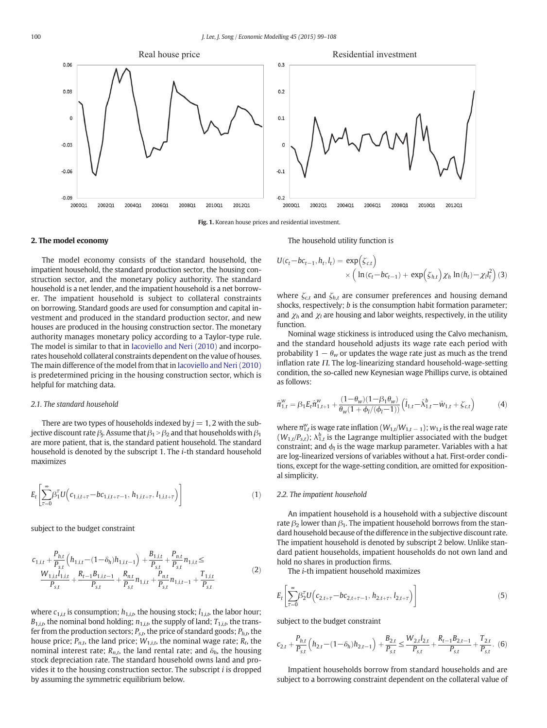Fig. 1. Korean house prices and residential investment.

## 2. The model economy

The model economy consists of the standard household, the impatient household, the standard production sector, the housing construction sector, and the monetary policy authority. The standard household is a net lender, and the impatient household is a net borrower. The impatient household is subject to collateral constraints on borrowing. Standard goods are used for consumption and capital investment and produced in the standard production sector, and new houses are produced in the housing construction sector. The monetary authority manages monetary policy according to a Taylor-type rule. The model is similar to that in Iacoviello and Neri (2010) and incorporates household collateral constraints dependent on the value of houses. The main difference of the model from that in Iacoviello and Neri (2010) is predetermined pricing in the housing construction sector, which is helpful for matching data.

### 2.1. The standard household

There are two types of households indexed by $j = 1, 2$ with the subjective discount rate $\beta_j$. Assume that $\beta_1 > \beta_2$ and that households with $\beta_1$ are more patient, that is, the standard patient household. The standard household is denoted by the subscript 1. The $i$-th standard household maximizes

$$E_t\left[\sum_{\tau=0}^{\infty}\beta_1^{\tau}U\left(c_{1,i,t+\tau}-bc_{1,i,t+\tau-1},\,h_{1,i,t+\tau},\,l_{1,i,t+\tau}\right)\right] \tag{1}$$

subject to the budget constraint

$$\begin{aligned}c_{1,i,t}+\frac{P_{h,t}}{P_{s,t}}\left(h_{1,i,t}-(1-\delta_h)h_{1,i,t-1}\right)+\frac{B_{1,i,t}}{P_{s,t}}+\frac{P_{n,t}}{P_{s,t}}n_{1,i,t}\leq\\ \frac{W_{1,i,t}l_{1,i,t}}{P_{s,t}}+\frac{R_{t-1}B_{1,i,t-1}}{P_{s,t}}+\frac{R_{n,t}}{P_{s,t}}n_{1,i,t}+\frac{P_{n,t}}{P_{s,t}}n_{1,i,t-1}+\frac{T_{1,i,t}}{P_{s,t}}\end{aligned} \tag{2}$$

where $c_{1,i,t}$ is consumption; $h_{1,i,t}$, the housing stock; $l_{1,i,t}$, the labor hour; $B_{1,i,t}$, the nominal bond holding; $n_{1,i,t}$, the supply of land; $T_{1,i,t}$, the transfer from the production sectors; $P_{s,t}$, the price of standard goods; $P_{h,t}$, the house price; $P_{n,t}$, the land price; $W_{1,i,t}$, the nominal wage rate; $R_t$, the nominal interest rate; $R_{n,t}$, the land rental rate; and $\delta_h$, the housing stock depreciation rate. The standard household owns land and provides it to the housing construction sector. The subscript $i$ is dropped by assuming the symmetric equilibrium below.

The household utility function is

$$U(c_t-bc_{t-1},h_t,l_t)=\exp\left(\zeta_{c,t}\right)\times\left(\ln(c_t-bc_{t-1})+\exp\left(\zeta_{h,t}\right)\chi_h\ln(h_t)-\chi_l l_t^2\right) \tag{3}$$

where $\zeta_{c,t}$ and $\zeta_{h,t}$ are consumer preferences and housing demand shocks, respectively; $b$ is the consumption habit formation parameter; $\chi_h$ and $\chi_l$ are housing and labor weights, respectively, in the utility function.

Nominal wage stickiness is introduced using the Calvo mechanism, and the standard household adjusts its wage rate each period with probability $1-\theta_w$ or updates the wage rate just as much as the trend inflation rate $\Pi$. The log-linearizing standard household-wage-setting condition, the so-called new Keynesian wage Phillips curve, is obtained as follows:

$$\hat{\pi}_{1,t}^{w}=\beta_1E_t\hat{\pi}_{1,t+1}^{w}+\frac{(1-\theta_w)(1-\beta_1\theta_w)}{\theta_w(1+\phi_l/(\phi_l-1))}\left(\hat{l}_{1,t}-\hat{\lambda}_{1,t}^{b}-\hat{w}_{1,t}+\zeta_{c,t}\right) \tag{4}$$

where $\pi_{1,t}^{w}$ is wage rate inflation $(W_{1,t}/W_{1,t-1})$; $w_{1,t}$ is the real wage rate $(W_{1,t}/P_{s,t})$; $\lambda_{1,t}^{b}$ is the Lagrange multiplier associated with the budget constraint; and $\phi_l$ is the wage markup parameter. Variables with a hat are log-linearized versions of variables without a hat. First-order conditions, except for the wage-setting condition, are omitted for expositional simplicity.

### 2.2. The impatient household

An impatient household is a household with a subjective discount rate $\beta_2$ lower than $\beta_1$. The impatient household borrows from the standard household because of the difference in the subjective discount rate. The impatient household is denoted by subscript 2 below. Unlike standard patient households, impatient households do not own land and hold no shares in production firms.

The $i$-th impatient household maximizes

$$E_t\left[\sum_{\tau=0}^{\infty}\beta_2^{\tau}U\left(c_{2,t+\tau}-bc_{2,t+\tau-1},\,h_{2,t+\tau},\,l_{2,t+\tau}\right)\right] \tag{5}$$

subject to the budget constraint

$$c_{2,t}+\frac{P_{h,t}}{P_{s,t}}\left(h_{2,t}-(1-\delta_h)h_{2,t-1}\right)+\frac{B_{2,t}}{P_{s,t}}\leq\frac{W_{2,t}l_{2,t}}{P_{s,t}}+\frac{R_{t-1}B_{2,t-1}}{P_{s,t}}+\frac{T_{2,t}}{P_{s,t}}. \tag{6}$$

Impatient households borrow from standard households and are subject to a borrowing constraint dependent on the collateral value of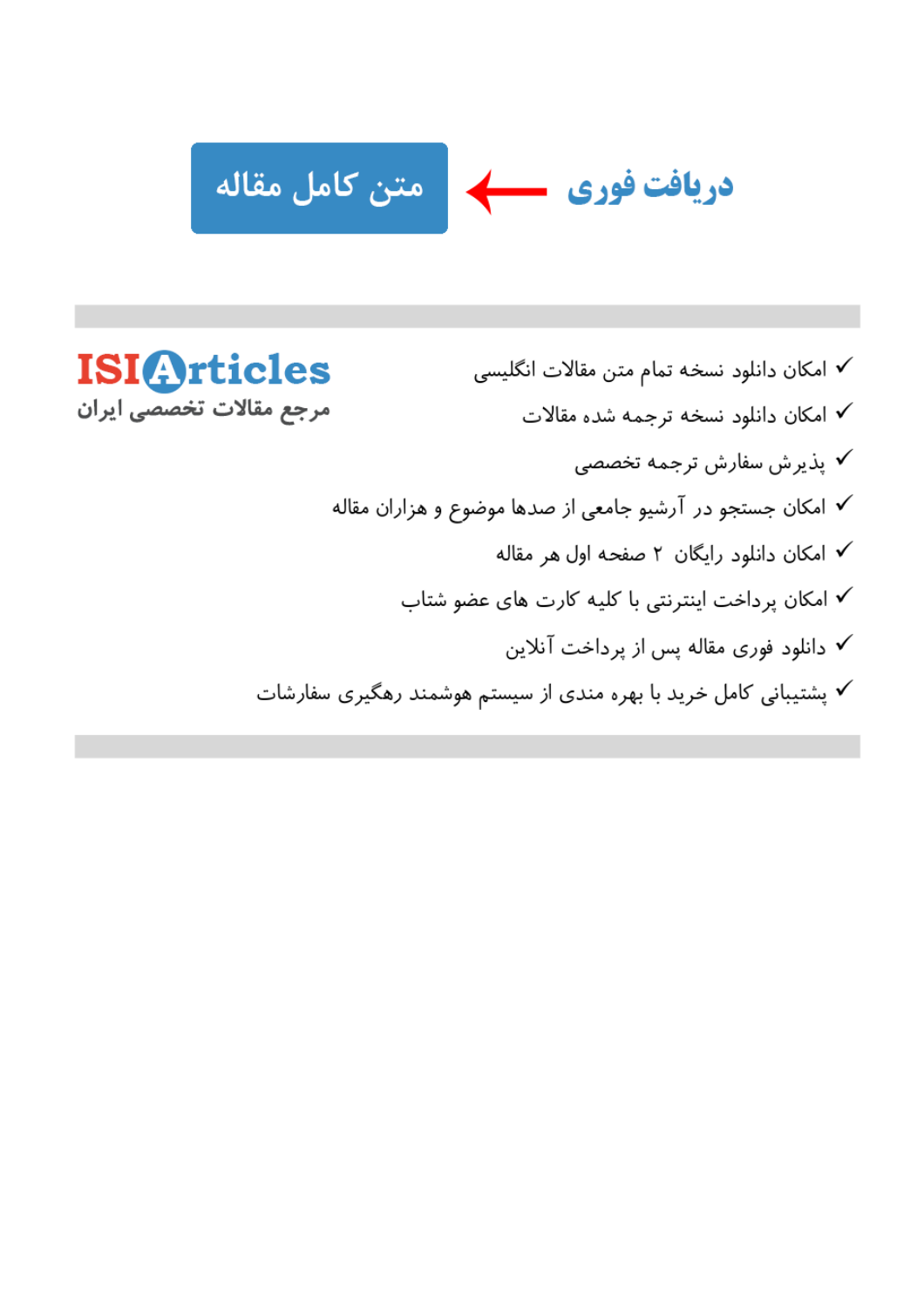دریافت فوری ← متن کامل مقاله

**ISIArticles**
مرجع مقالات تخصصی ایران

- ✓ امکان دانلود نسخه تمام متن مقالات انگلیسی
- ✓ امکان دانلود نسخه ترجمه شده مقالات
- ✓ پذیرش سفارش ترجمه تخصصی
- ✓ امکان جستجو در آرشیو جامعی از صدها موضوع و هزاران مقاله
- ✓ امکان دانلود رایگان ۲ صفحه اول هر مقاله
- ✓ امکان پرداخت اینترنتی با کلیه کارت های عضو شتاب
- ✓ دانلود فوری مقاله پس از پرداخت آنلاین
- ✓ پشتیبانی کامل خرید با بهره مندی از سیستم هوشمند رهگیری سفارشات